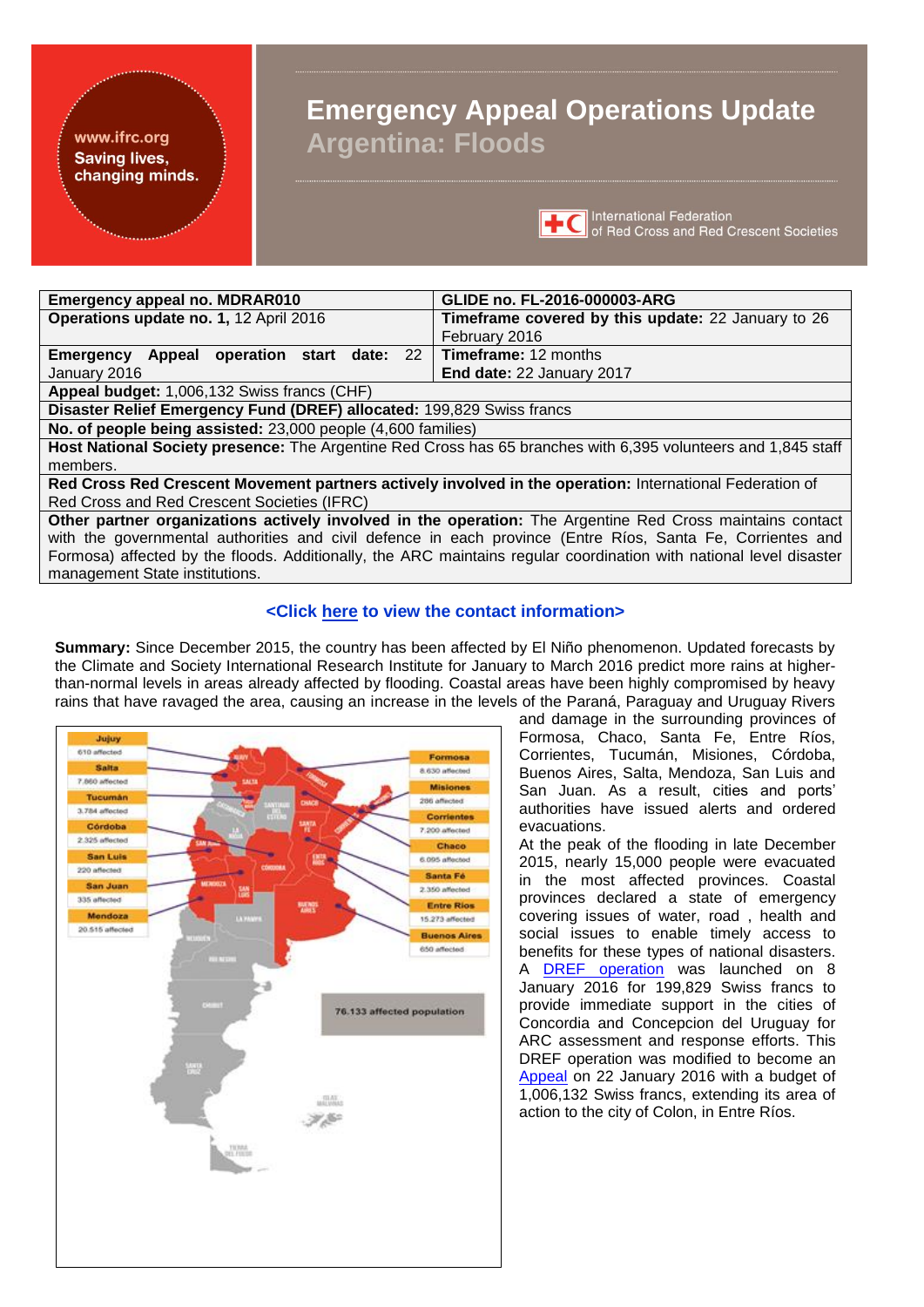# Emergency Appeal Operations Update

## Argentina: Floods

www.ifrc.org
Saving lives, changing minds.

International Federation of Red Cross and Red Crescent Societies

| **Emergency appeal no. MDRAR010** | **GLIDE no. FL-2016-000003-ARG** |
|---|---|
| **Operations update no. 1,** 12 April 2016 | **Timeframe covered by this update:** 22 January to 26 February 2016 |
| **Emergency Appeal operation start date:** 22 January 2016 | **Timeframe:** 12 months<br>**End date:** 22 January 2017 |
| **Appeal budget:** 1,006,132 Swiss francs (CHF) | |
| **Disaster Relief Emergency Fund (DREF) allocated:** 199,829 Swiss francs | |
| **No. of people being assisted:** 23,000 people (4,600 families) | |
| **Host National Society presence:** The Argentine Red Cross has 65 branches with 6,395 volunteers and 1,845 staff members. | |
| **Red Cross Red Crescent Movement partners actively involved in the operation:** International Federation of Red Cross and Red Crescent Societies (IFRC) | |
| **Other partner organizations actively involved in the operation:** The Argentine Red Cross maintains contact with the governmental authorities and civil defence in each province (Entre Ríos, Santa Fe, Corrientes and Formosa) affected by the floods. Additionally, the ARC maintains regular coordination with national level disaster management State institutions. | |

**<Click here to view the contact information>**

**Summary:** Since December 2015, the country has been affected by El Niño phenomenon. Updated forecasts by the Climate and Society International Research Institute for January to March 2016 predict more rains at higher-than-normal levels in areas already affected by flooding. Coastal areas have been highly compromised by heavy rains that have ravaged the area, causing an increase in the levels of the Paraná, Paraguay and Uruguay Rivers and damage in the surrounding provinces of Formosa, Chaco, Santa Fe, Entre Ríos, Corrientes, Tucumán, Misiones, Córdoba, Buenos Aires, Salta, Mendoza, San Luis and San Juan. As a result, cities and ports' authorities have issued alerts and ordered evacuations.

At the peak of the flooding in late December 2015, nearly 15,000 people were evacuated in the most affected provinces. Coastal provinces declared a state of emergency covering issues of water, road , health and social issues to enable timely access to benefits for these types of national disasters. A DREF operation was launched on 8 January 2016 for 199,829 Swiss francs to provide immediate support in the cities of Concordia and Concepcion del Uruguay for ARC assessment and response efforts. This DREF operation was modified to become an Appeal on 22 January 2016 with a budget of 1,006,132 Swiss francs, extending its area of action to the city of Colon, in Entre Ríos.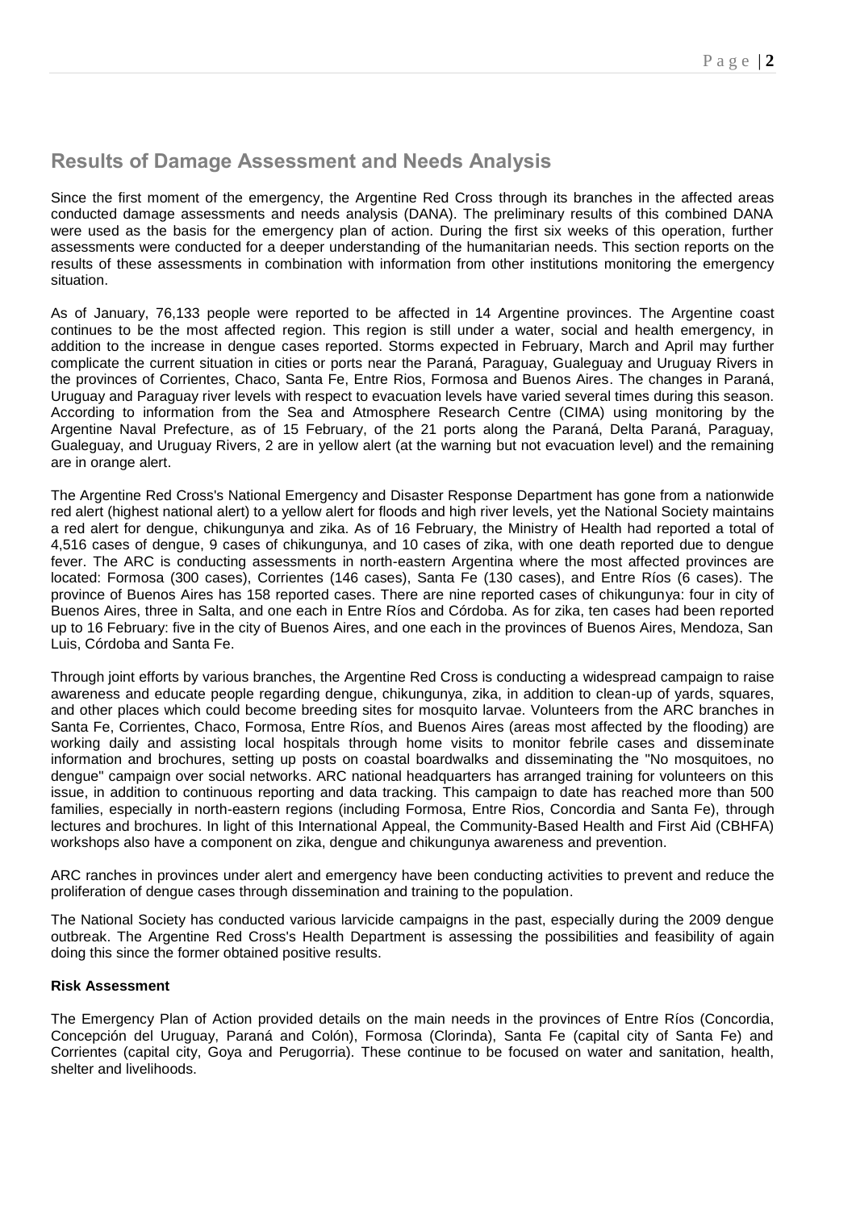## Results of Damage Assessment and Needs Analysis

Since the first moment of the emergency, the Argentine Red Cross through its branches in the affected areas conducted damage assessments and needs analysis (DANA). The preliminary results of this combined DANA were used as the basis for the emergency plan of action. During the first six weeks of this operation, further assessments were conducted for a deeper understanding of the humanitarian needs. This section reports on the results of these assessments in combination with information from other institutions monitoring the emergency situation.

As of January, 76,133 people were reported to be affected in 14 Argentine provinces. The Argentine coast continues to be the most affected region. This region is still under a water, social and health emergency, in addition to the increase in dengue cases reported. Storms expected in February, March and April may further complicate the current situation in cities or ports near the Paraná, Paraguay, Gualeguay and Uruguay Rivers in the provinces of Corrientes, Chaco, Santa Fe, Entre Rios, Formosa and Buenos Aires. The changes in Paraná, Uruguay and Paraguay river levels with respect to evacuation levels have varied several times during this season. According to information from the Sea and Atmosphere Research Centre (CIMA) using monitoring by the Argentine Naval Prefecture, as of 15 February, of the 21 ports along the Paraná, Delta Paraná, Paraguay, Gualeguay, and Uruguay Rivers, 2 are in yellow alert (at the warning but not evacuation level) and the remaining are in orange alert.

The Argentine Red Cross's National Emergency and Disaster Response Department has gone from a nationwide red alert (highest national alert) to a yellow alert for floods and high river levels, yet the National Society maintains a red alert for dengue, chikungunya and zika. As of 16 February, the Ministry of Health had reported a total of 4,516 cases of dengue, 9 cases of chikungunya, and 10 cases of zika, with one death reported due to dengue fever. The ARC is conducting assessments in north-eastern Argentina where the most affected provinces are located: Formosa (300 cases), Corrientes (146 cases), Santa Fe (130 cases), and Entre Ríos (6 cases). The province of Buenos Aires has 158 reported cases. There are nine reported cases of chikungunya: four in city of Buenos Aires, three in Salta, and one each in Entre Ríos and Córdoba. As for zika, ten cases had been reported up to 16 February: five in the city of Buenos Aires, and one each in the provinces of Buenos Aires, Mendoza, San Luis, Córdoba and Santa Fe.

Through joint efforts by various branches, the Argentine Red Cross is conducting a widespread campaign to raise awareness and educate people regarding dengue, chikungunya, zika, in addition to clean-up of yards, squares, and other places which could become breeding sites for mosquito larvae. Volunteers from the ARC branches in Santa Fe, Corrientes, Chaco, Formosa, Entre Ríos, and Buenos Aires (areas most affected by the flooding) are working daily and assisting local hospitals through home visits to monitor febrile cases and disseminate information and brochures, setting up posts on coastal boardwalks and disseminating the "No mosquitoes, no dengue" campaign over social networks. ARC national headquarters has arranged training for volunteers on this issue, in addition to continuous reporting and data tracking. This campaign to date has reached more than 500 families, especially in north-eastern regions (including Formosa, Entre Rios, Concordia and Santa Fe), through lectures and brochures. In light of this International Appeal, the Community-Based Health and First Aid (CBHFA) workshops also have a component on zika, dengue and chikungunya awareness and prevention.

ARC ranches in provinces under alert and emergency have been conducting activities to prevent and reduce the proliferation of dengue cases through dissemination and training to the population.

The National Society has conducted various larvicide campaigns in the past, especially during the 2009 dengue outbreak. The Argentine Red Cross's Health Department is assessing the possibilities and feasibility of again doing this since the former obtained positive results.

#### Risk Assessment

The Emergency Plan of Action provided details on the main needs in the provinces of Entre Ríos (Concordia, Concepción del Uruguay, Paraná and Colón), Formosa (Clorinda), Santa Fe (capital city of Santa Fe) and Corrientes (capital city, Goya and Perugorria). These continue to be focused on water and sanitation, health, shelter and livelihoods.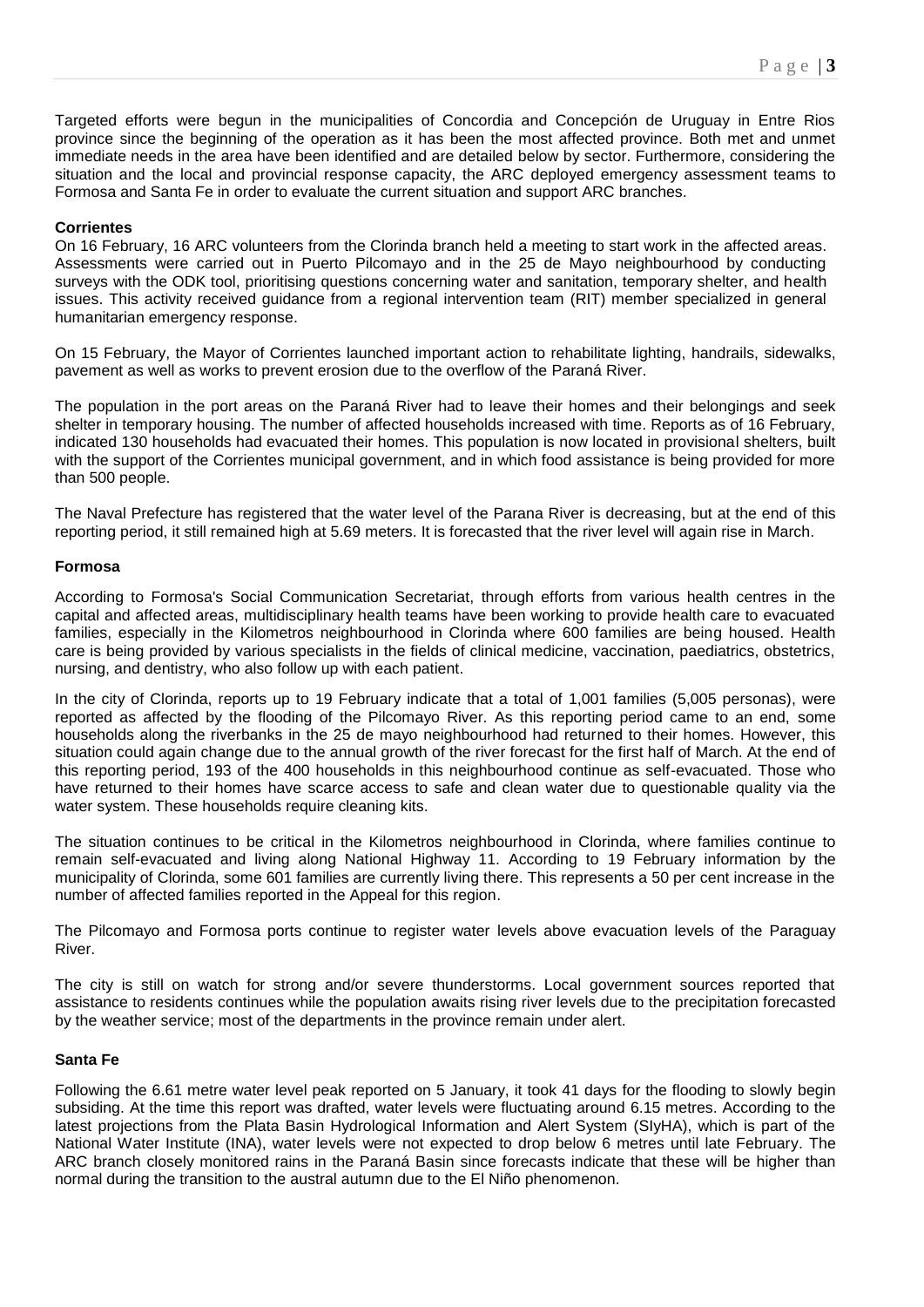Targeted efforts were begun in the municipalities of Concordia and Concepción de Uruguay in Entre Rios province since the beginning of the operation as it has been the most affected province. Both met and unmet immediate needs in the area have been identified and are detailed below by sector. Furthermore, considering the situation and the local and provincial response capacity, the ARC deployed emergency assessment teams to Formosa and Santa Fe in order to evaluate the current situation and support ARC branches.

**Corrientes**

On 16 February, 16 ARC volunteers from the Clorinda branch held a meeting to start work in the affected areas. Assessments were carried out in Puerto Pilcomayo and in the 25 de Mayo neighbourhood by conducting surveys with the ODK tool, prioritising questions concerning water and sanitation, temporary shelter, and health issues. This activity received guidance from a regional intervention team (RIT) member specialized in general humanitarian emergency response.

On 15 February, the Mayor of Corrientes launched important action to rehabilitate lighting, handrails, sidewalks, pavement as well as works to prevent erosion due to the overflow of the Paraná River.

The population in the port areas on the Paraná River had to leave their homes and their belongings and seek shelter in temporary housing. The number of affected households increased with time. Reports as of 16 February, indicated 130 households had evacuated their homes. This population is now located in provisional shelters, built with the support of the Corrientes municipal government, and in which food assistance is being provided for more than 500 people.

The Naval Prefecture has registered that the water level of the Parana River is decreasing, but at the end of this reporting period, it still remained high at 5.69 meters. It is forecasted that the river level will again rise in March.

**Formosa**

According to Formosa's Social Communication Secretariat, through efforts from various health centres in the capital and affected areas, multidisciplinary health teams have been working to provide health care to evacuated families, especially in the Kilometros neighbourhood in Clorinda where 600 families are being housed. Health care is being provided by various specialists in the fields of clinical medicine, vaccination, paediatrics, obstetrics, nursing, and dentistry, who also follow up with each patient.

In the city of Clorinda, reports up to 19 February indicate that a total of 1,001 families (5,005 personas), were reported as affected by the flooding of the Pilcomayo River. As this reporting period came to an end, some households along the riverbanks in the 25 de mayo neighbourhood had returned to their homes. However, this situation could again change due to the annual growth of the river forecast for the first half of March. At the end of this reporting period, 193 of the 400 households in this neighbourhood continue as self-evacuated. Those who have returned to their homes have scarce access to safe and clean water due to questionable quality via the water system. These households require cleaning kits.

The situation continues to be critical in the Kilometros neighbourhood in Clorinda, where families continue to remain self-evacuated and living along National Highway 11. According to 19 February information by the municipality of Clorinda, some 601 families are currently living there. This represents a 50 per cent increase in the number of affected families reported in the Appeal for this region.

The Pilcomayo and Formosa ports continue to register water levels above evacuation levels of the Paraguay River.

The city is still on watch for strong and/or severe thunderstorms. Local government sources reported that assistance to residents continues while the population awaits rising river levels due to the precipitation forecasted by the weather service; most of the departments in the province remain under alert.

**Santa Fe**

Following the 6.61 metre water level peak reported on 5 January, it took 41 days for the flooding to slowly begin subsiding. At the time this report was drafted, water levels were fluctuating around 6.15 metres. According to the latest projections from the Plata Basin Hydrological Information and Alert System (SIyHA), which is part of the National Water Institute (INA), water levels were not expected to drop below 6 metres until late February. The ARC branch closely monitored rains in the Paraná Basin since forecasts indicate that these will be higher than normal during the transition to the austral autumn due to the El Niño phenomenon.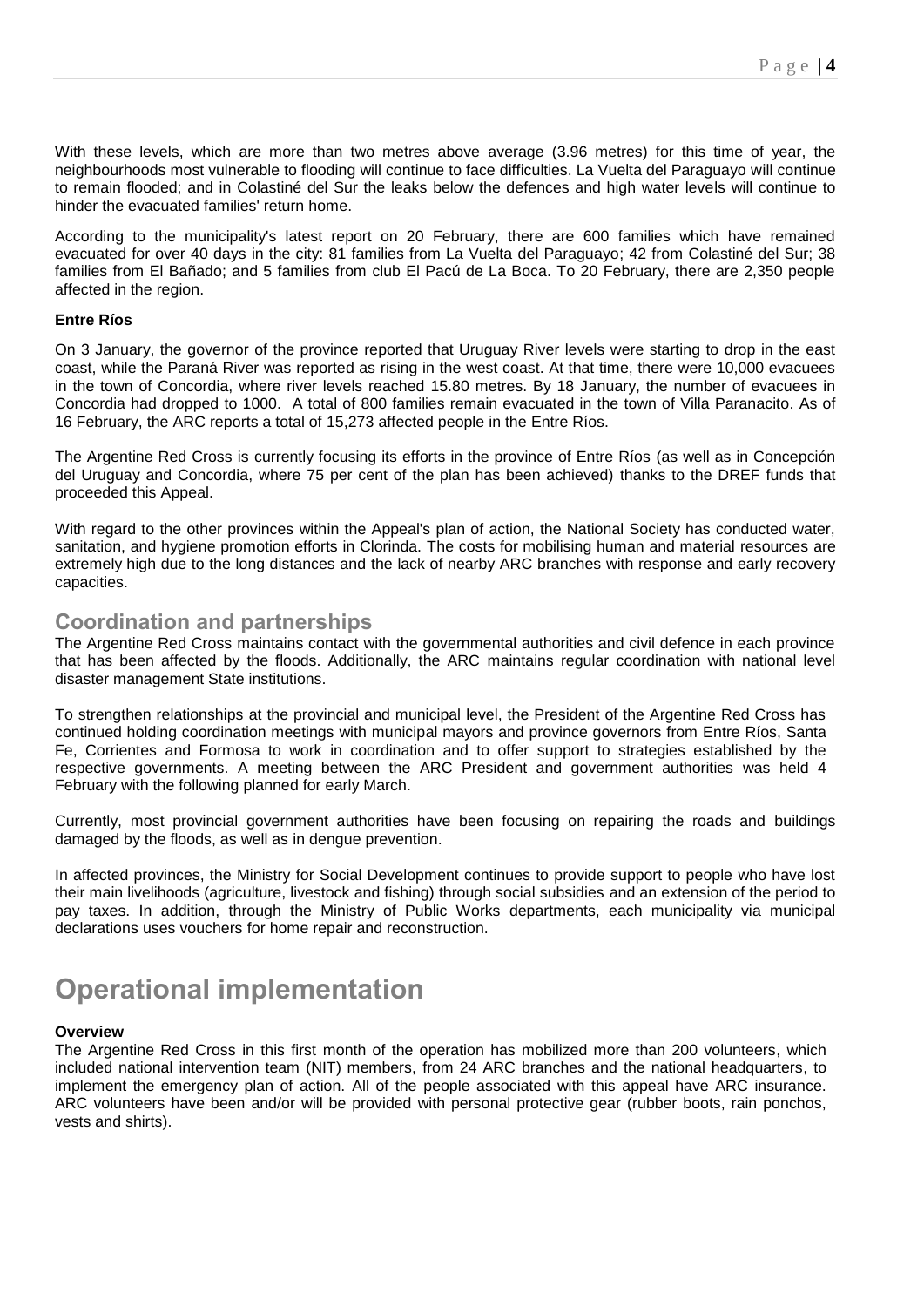With these levels, which are more than two metres above average (3.96 metres) for this time of year, the neighbourhoods most vulnerable to flooding will continue to face difficulties. La Vuelta del Paraguayo will continue to remain flooded; and in Colastiné del Sur the leaks below the defences and high water levels will continue to hinder the evacuated families' return home.

According to the municipality's latest report on 20 February, there are 600 families which have remained evacuated for over 40 days in the city: 81 families from La Vuelta del Paraguayo; 42 from Colastiné del Sur; 38 families from El Bañado; and 5 families from club El Pacú de La Boca. To 20 February, there are 2,350 people affected in the region.

**Entre Ríos**

On 3 January, the governor of the province reported that Uruguay River levels were starting to drop in the east coast, while the Paraná River was reported as rising in the west coast. At that time, there were 10,000 evacuees in the town of Concordia, where river levels reached 15.80 metres. By 18 January, the number of evacuees in Concordia had dropped to 1000. A total of 800 families remain evacuated in the town of Villa Paranacito. As of 16 February, the ARC reports a total of 15,273 affected people in the Entre Ríos.

The Argentine Red Cross is currently focusing its efforts in the province of Entre Ríos (as well as in Concepción del Uruguay and Concordia, where 75 per cent of the plan has been achieved) thanks to the DREF funds that proceeded this Appeal.

With regard to the other provinces within the Appeal's plan of action, the National Society has conducted water, sanitation, and hygiene promotion efforts in Clorinda. The costs for mobilising human and material resources are extremely high due to the long distances and the lack of nearby ARC branches with response and early recovery capacities.

## Coordination and partnerships

The Argentine Red Cross maintains contact with the governmental authorities and civil defence in each province that has been affected by the floods. Additionally, the ARC maintains regular coordination with national level disaster management State institutions.

To strengthen relationships at the provincial and municipal level, the President of the Argentine Red Cross has continued holding coordination meetings with municipal mayors and province governors from Entre Ríos, Santa Fe, Corrientes and Formosa to work in coordination and to offer support to strategies established by the respective governments. A meeting between the ARC President and government authorities was held 4 February with the following planned for early March.

Currently, most provincial government authorities have been focusing on repairing the roads and buildings damaged by the floods, as well as in dengue prevention.

In affected provinces, the Ministry for Social Development continues to provide support to people who have lost their main livelihoods (agriculture, livestock and fishing) through social subsidies and an extension of the period to pay taxes. In addition, through the Ministry of Public Works departments, each municipality via municipal declarations uses vouchers for home repair and reconstruction.

# Operational implementation

**Overview**

The Argentine Red Cross in this first month of the operation has mobilized more than 200 volunteers, which included national intervention team (NIT) members, from 24 ARC branches and the national headquarters, to implement the emergency plan of action. All of the people associated with this appeal have ARC insurance. ARC volunteers have been and/or will be provided with personal protective gear (rubber boots, rain ponchos, vests and shirts).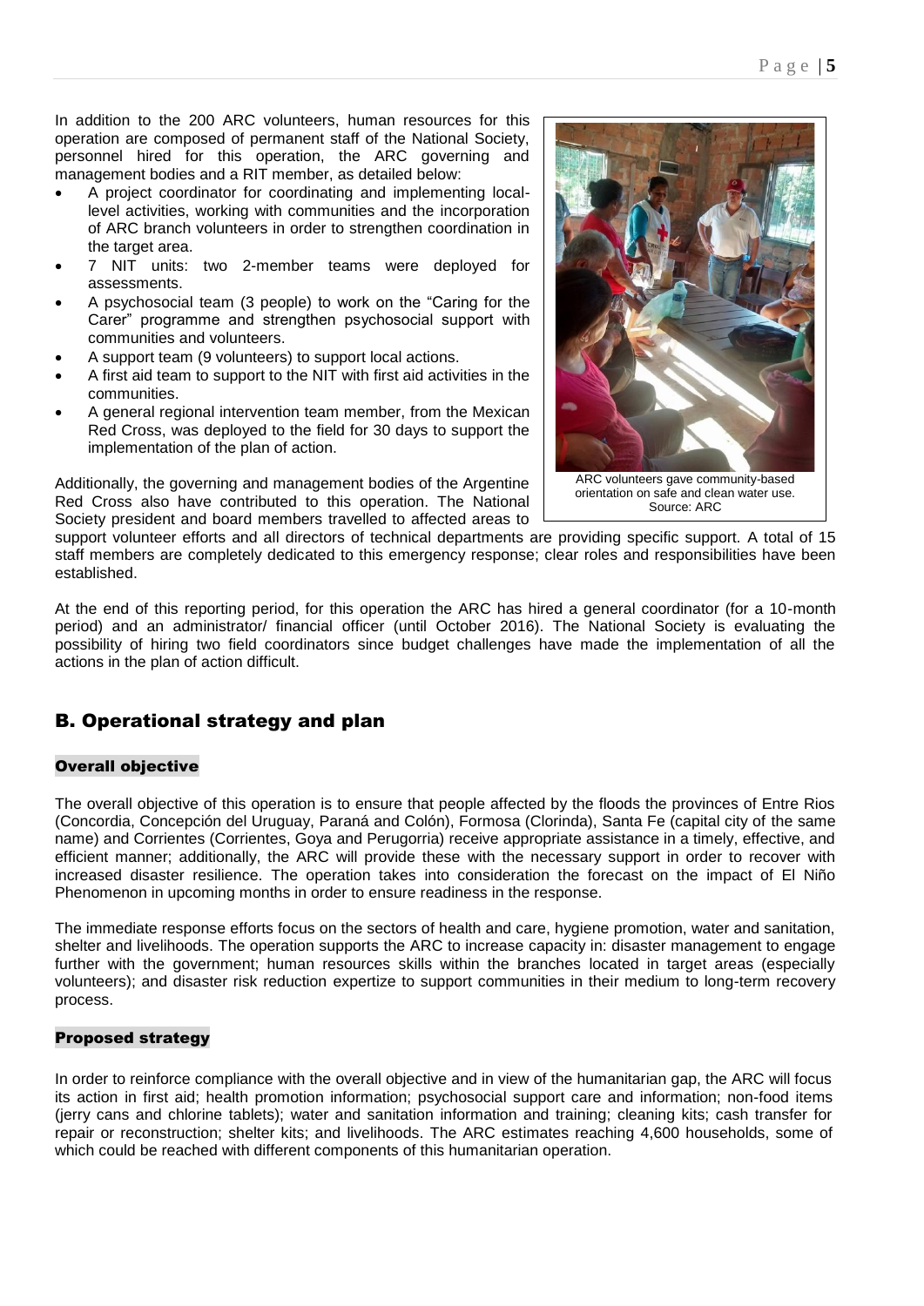In addition to the 200 ARC volunteers, human resources for this operation are composed of permanent staff of the National Society, personnel hired for this operation, the ARC governing and management bodies and a RIT member, as detailed below:

- A project coordinator for coordinating and implementing local-level activities, working with communities and the incorporation of ARC branch volunteers in order to strengthen coordination in the target area.
- 7 NIT units: two 2-member teams were deployed for assessments.
- A psychosocial team (3 people) to work on the "Caring for the Carer" programme and strengthen psychosocial support with communities and volunteers.
- A support team (9 volunteers) to support local actions.
- A first aid team to support to the NIT with first aid activities in the communities.
- A general regional intervention team member, from the Mexican Red Cross, was deployed to the field for 30 days to support the implementation of the plan of action.

ARC volunteers gave community-based orientation on safe and clean water use. Source: ARC

Additionally, the governing and management bodies of the Argentine Red Cross also have contributed to this operation. The National Society president and board members travelled to affected areas to support volunteer efforts and all directors of technical departments are providing specific support. A total of 15 staff members are completely dedicated to this emergency response; clear roles and responsibilities have been established.

At the end of this reporting period, for this operation the ARC has hired a general coordinator (for a 10-month period) and an administrator/ financial officer (until October 2016). The National Society is evaluating the possibility of hiring two field coordinators since budget challenges have made the implementation of all the actions in the plan of action difficult.

## B. Operational strategy and plan

### Overall objective

The overall objective of this operation is to ensure that people affected by the floods the provinces of Entre Rios (Concordia, Concepción del Uruguay, Paraná and Colón), Formosa (Clorinda), Santa Fe (capital city of the same name) and Corrientes (Corrientes, Goya and Perugorria) receive appropriate assistance in a timely, effective, and efficient manner; additionally, the ARC will provide these with the necessary support in order to recover with increased disaster resilience. The operation takes into consideration the forecast on the impact of El Niño Phenomenon in upcoming months in order to ensure readiness in the response.

The immediate response efforts focus on the sectors of health and care, hygiene promotion, water and sanitation, shelter and livelihoods. The operation supports the ARC to increase capacity in: disaster management to engage further with the government; human resources skills within the branches located in target areas (especially volunteers); and disaster risk reduction expertize to support communities in their medium to long-term recovery process.

### Proposed strategy

In order to reinforce compliance with the overall objective and in view of the humanitarian gap, the ARC will focus its action in first aid; health promotion information; psychosocial support care and information; non-food items (jerry cans and chlorine tablets); water and sanitation information and training; cleaning kits; cash transfer for repair or reconstruction; shelter kits; and livelihoods. The ARC estimates reaching 4,600 households, some of which could be reached with different components of this humanitarian operation.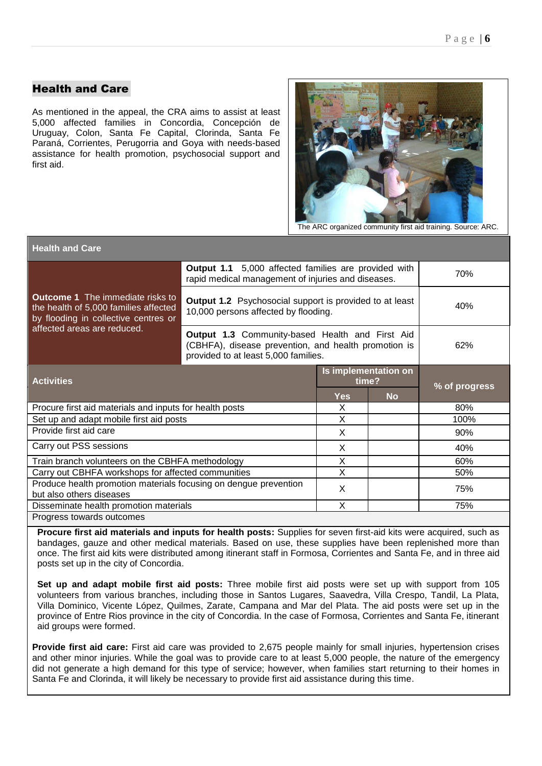## Health and Care

As mentioned in the appeal, the CRA aims to assist at least 5,000 affected families in Concordia, Concepción de Uruguay, Colon, Santa Fe Capital, Clorinda, Santa Fe Paraná, Corrientes, Perugorria and Goya with needs-based assistance for health promotion, psychosocial support and first aid.

The ARC organized community first aid training. Source: ARC.

| Health and Care | | | |
|---|---|---|---|
| **Outcome 1** The immediate risks to the health of 5,000 families affected by flooding in collective centres or affected areas are reduced. | **Output 1.1** 5,000 affected families are provided with rapid medical management of injuries and diseases. | | 70% |
| | **Output 1.2** Psychosocial support is provided to at least 10,000 persons affected by flooding. | | 40% |
| | **Output 1.3** Community-based Health and First Aid (CBHFA), disease prevention, and health promotion is provided to at least 5,000 families. | | 62% |
| **Activities** | **Is implementation on time?** | | **% of progress** |
| | **Yes** | **No** | |
| Procure first aid materials and inputs for health posts | X | | 80% |
| Set up and adapt mobile first aid posts | X | | 100% |
| Provide first aid care | X | | 90% |
| Carry out PSS sessions | X | | 40% |
| Train branch volunteers on the CBHFA methodology | X | | 60% |
| Carry out CBHFA workshops for affected communities | X | | 50% |
| Produce health promotion materials focusing on dengue prevention but also others diseases | X | | 75% |
| Disseminate health promotion materials | X | | 75% |

Progress towards outcomes

**Procure first aid materials and inputs for health posts:** Supplies for seven first-aid kits were acquired, such as bandages, gauze and other medical materials. Based on use, these supplies have been replenished more than once. The first aid kits were distributed among itinerant staff in Formosa, Corrientes and Santa Fe, and in three aid posts set up in the city of Concordia.

**Set up and adapt mobile first aid posts:** Three mobile first aid posts were set up with support from 105 volunteers from various branches, including those in Santos Lugares, Saavedra, Villa Crespo, Tandil, La Plata, Villa Dominico, Vicente López, Quilmes, Zarate, Campana and Mar del Plata. The aid posts were set up in the province of Entre Rios province in the city of Concordia. In the case of Formosa, Corrientes and Santa Fe, itinerant aid groups were formed.

**Provide first aid care:** First aid care was provided to 2,675 people mainly for small injuries, hypertension crises and other minor injuries. While the goal was to provide care to at least 5,000 people, the nature of the emergency did not generate a high demand for this type of service; however, when families start returning to their homes in Santa Fe and Clorinda, it will likely be necessary to provide first aid assistance during this time.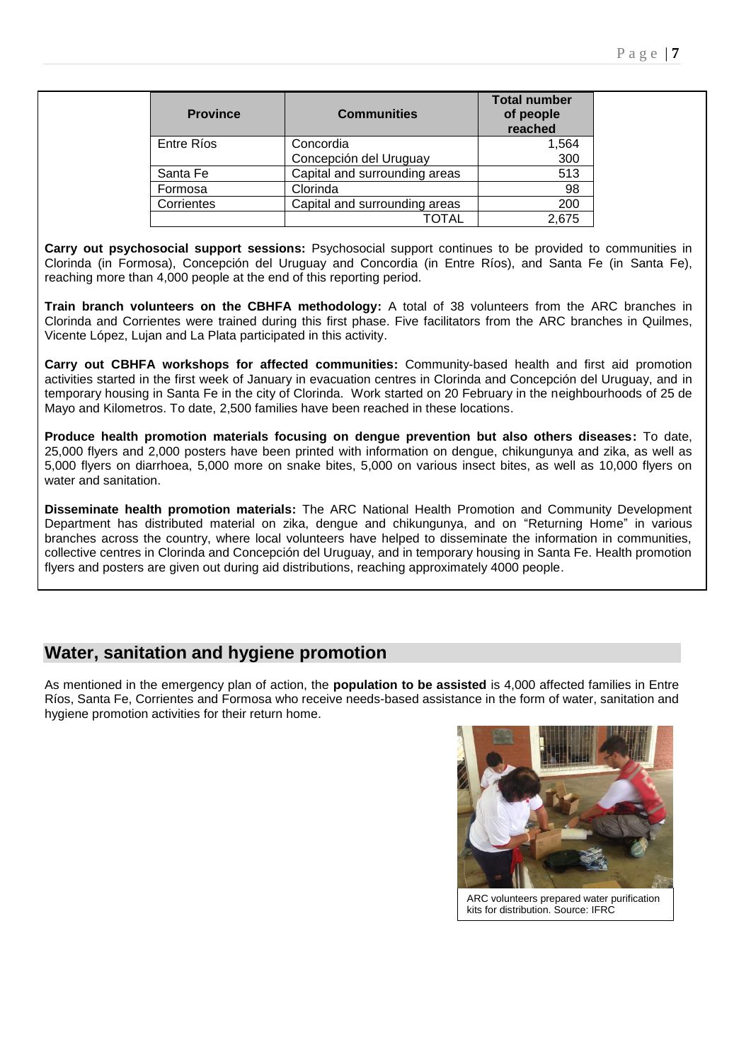| Province | Communities | Total number of people reached |
|---|---|---|
| Entre Ríos | Concordia | 1,564 |
| | Concepción del Uruguay | 300 |
| Santa Fe | Capital and surrounding areas | 513 |
| Formosa | Clorinda | 98 |
| Corrientes | Capital and surrounding areas | 200 |
| | TOTAL | 2,675 |

**Carry out psychosocial support sessions:** Psychosocial support continues to be provided to communities in Clorinda (in Formosa), Concepción del Uruguay and Concordia (in Entre Ríos), and Santa Fe (in Santa Fe), reaching more than 4,000 people at the end of this reporting period.

**Train branch volunteers on the CBHFA methodology:** A total of 38 volunteers from the ARC branches in Clorinda and Corrientes were trained during this first phase. Five facilitators from the ARC branches in Quilmes, Vicente López, Lujan and La Plata participated in this activity.

**Carry out CBHFA workshops for affected communities:** Community-based health and first aid promotion activities started in the first week of January in evacuation centres in Clorinda and Concepción del Uruguay, and in temporary housing in Santa Fe in the city of Clorinda. Work started on 20 February in the neighbourhoods of 25 de Mayo and Kilometros. To date, 2,500 families have been reached in these locations.

**Produce health promotion materials focusing on dengue prevention but also others diseases:** To date, 25,000 flyers and 2,000 posters have been printed with information on dengue, chikungunya and zika, as well as 5,000 flyers on diarrhoea, 5,000 more on snake bites, 5,000 on various insect bites, as well as 10,000 flyers on water and sanitation.

**Disseminate health promotion materials:** The ARC National Health Promotion and Community Development Department has distributed material on zika, dengue and chikungunya, and on "Returning Home" in various branches across the country, where local volunteers have helped to disseminate the information in communities, collective centres in Clorinda and Concepción del Uruguay, and in temporary housing in Santa Fe. Health promotion flyers and posters are given out during aid distributions, reaching approximately 4000 people.

## Water, sanitation and hygiene promotion

As mentioned in the emergency plan of action, the **population to be assisted** is 4,000 affected families in Entre Ríos, Santa Fe, Corrientes and Formosa who receive needs-based assistance in the form of water, sanitation and hygiene promotion activities for their return home.

ARC volunteers prepared water purification kits for distribution. Source: IFRC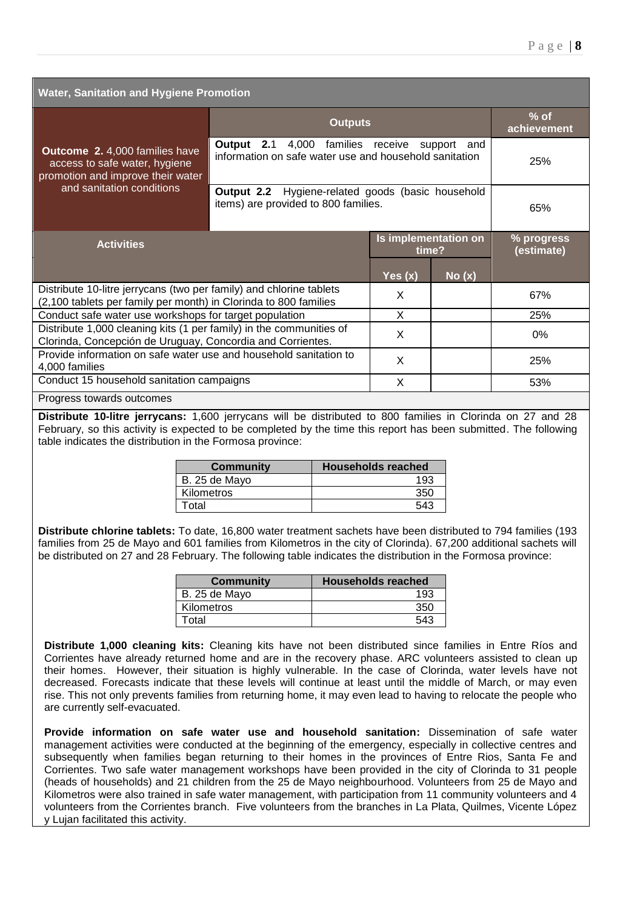## Water, Sanitation and Hygiene Promotion

| Outcome | Outputs | % of achievement |
|---|---|---|
| **Outcome 2.** 4,000 families have access to safe water, hygiene promotion and improve their water and sanitation conditions | **Output 2.1** 4,000 families receive support and information on safe water use and household sanitation | 25% |
| | **Output 2.2** Hygiene-related goods (basic household items) are provided to 800 families. | 65% |

| Activities | Is implementation on time? | | % progress (estimate) |
|---|---|---|---|
| | Yes (x) | No (x) | |
| Distribute 10-litre jerrycans (two per family) and chlorine tablets (2,100 tablets per family per month) in Clorinda to 800 families | X | | 67% |
| Conduct safe water use workshops for target population | X | | 25% |
| Distribute 1,000 cleaning kits (1 per family) in the communities of Clorinda, Concepción de Uruguay, Concordia and Corrientes. | X | | 0% |
| Provide information on safe water use and household sanitation to 4,000 families | X | | 25% |
| Conduct 15 household sanitation campaigns | X | | 53% |

Progress towards outcomes

**Distribute 10-litre jerrycans:** 1,600 jerrycans will be distributed to 800 families in Clorinda on 27 and 28 February, so this activity is expected to be completed by the time this report has been submitted. The following table indicates the distribution in the Formosa province:

| Community | Households reached |
|---|---|
| B. 25 de Mayo | 193 |
| Kilometros | 350 |
| Total | 543 |

**Distribute chlorine tablets:** To date, 16,800 water treatment sachets have been distributed to 794 families (193 families from 25 de Mayo and 601 families from Kilometros in the city of Clorinda). 67,200 additional sachets will be distributed on 27 and 28 February. The following table indicates the distribution in the Formosa province:

| Community | Households reached |
|---|---|
| B. 25 de Mayo | 193 |
| Kilometros | 350 |
| Total | 543 |

**Distribute 1,000 cleaning kits:** Cleaning kits have not been distributed since families in Entre Ríos and Corrientes have already returned home and are in the recovery phase. ARC volunteers assisted to clean up their homes. However, their situation is highly vulnerable. In the case of Clorinda, water levels have not decreased. Forecasts indicate that these levels will continue at least until the middle of March, or may even rise. This not only prevents families from returning home, it may even lead to having to relocate the people who are currently self-evacuated.

**Provide information on safe water use and household sanitation:** Dissemination of safe water management activities were conducted at the beginning of the emergency, especially in collective centres and subsequently when families began returning to their homes in the provinces of Entre Rios, Santa Fe and Corrientes. Two safe water management workshops have been provided in the city of Clorinda to 31 people (heads of households) and 21 children from the 25 de Mayo neighbourhood. Volunteers from 25 de Mayo and Kilometros were also trained in safe water management, with participation from 11 community volunteers and 4 volunteers from the Corrientes branch. Five volunteers from the branches in La Plata, Quilmes, Vicente López y Lujan facilitated this activity.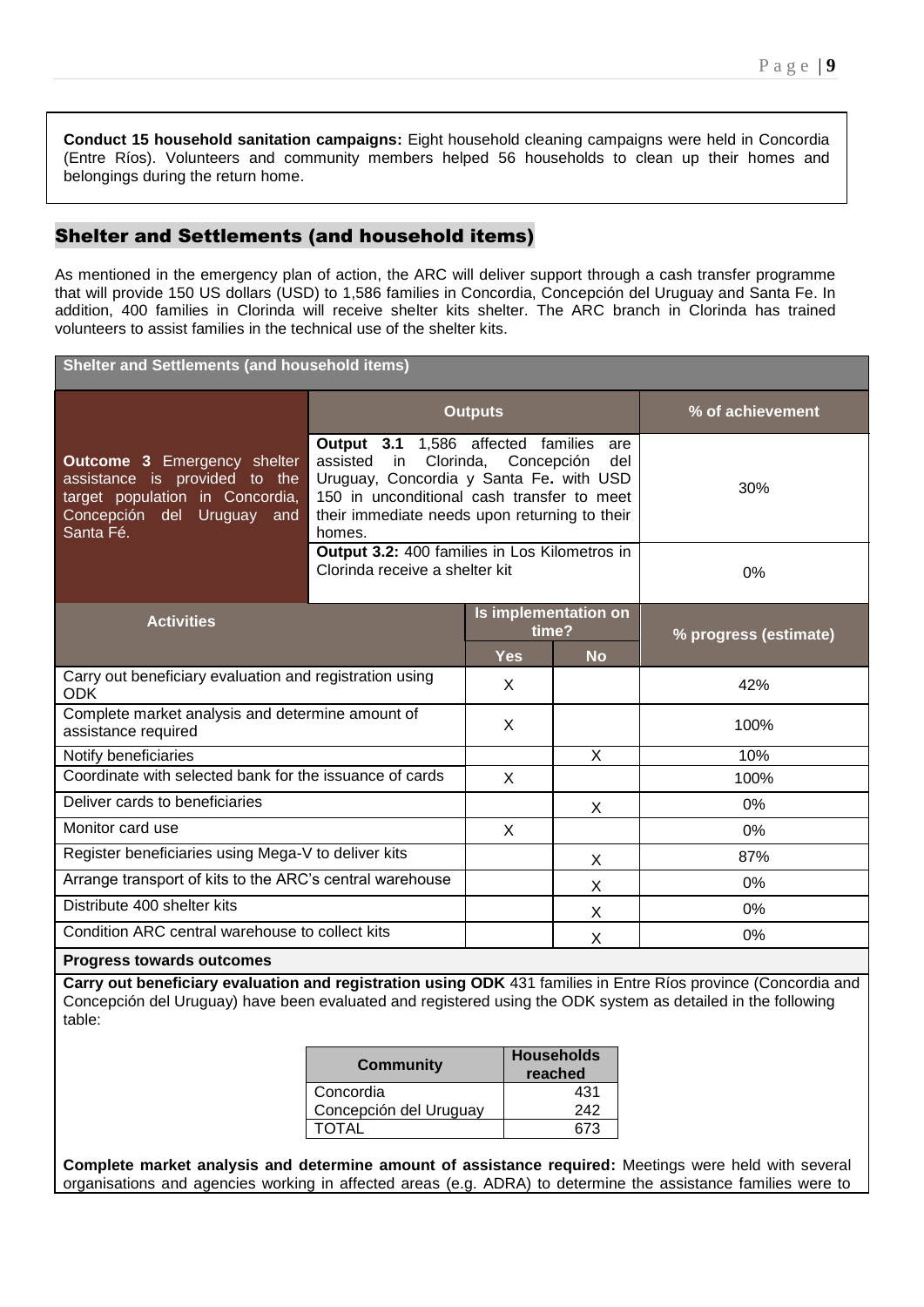**Conduct 15 household sanitation campaigns:** Eight household cleaning campaigns were held in Concordia (Entre Ríos). Volunteers and community members helped 56 households to clean up their homes and belongings during the return home.

## Shelter and Settlements (and household items)

As mentioned in the emergency plan of action, the ARC will deliver support through a cash transfer programme that will provide 150 US dollars (USD) to 1,586 families in Concordia, Concepción del Uruguay and Santa Fe. In addition, 400 families in Clorinda will receive shelter kits shelter. The ARC branch in Clorinda has trained volunteers to assist families in the technical use of the shelter kits.

| Shelter and Settlements (and household items) | | | |
|---|---|---|---|
| | Outputs | | % of achievement |
| **Outcome 3** Emergency shelter assistance is provided to the target population in Concordia, Concepción del Uruguay and Santa Fé. | **Output 3.1** 1,586 affected families are assisted in Clorinda, Concepción del Uruguay, Concordia y Santa Fe**.** with USD 150 in unconditional cash transfer to meet their immediate needs upon returning to their homes. | | 30% |
| | **Output 3.2:** 400 families in Los Kilometros in Clorinda receive a shelter kit | | 0% |

| Activities | Is implementation on time? Yes | No | % progress (estimate) |
|---|---|---|---|
| Carry out beneficiary evaluation and registration using ODK | X | | 42% |
| Complete market analysis and determine amount of assistance required | X | | 100% |
| Notify beneficiaries | | X | 10% |
| Coordinate with selected bank for the issuance of cards | X | | 100% |
| Deliver cards to beneficiaries | | X | 0% |
| Monitor card use | X | | 0% |
| Register beneficiaries using Mega-V to deliver kits | | X | 87% |
| Arrange transport of kits to the ARC's central warehouse | | X | 0% |
| Distribute 400 shelter kits | | X | 0% |
| Condition ARC central warehouse to collect kits | | X | 0% |

**Progress towards outcomes**

**Carry out beneficiary evaluation and registration using ODK** 431 families in Entre Ríos province (Concordia and Concepción del Uruguay) have been evaluated and registered using the ODK system as detailed in the following table:

| Community | Households reached |
|---|---|
| Concordia | 431 |
| Concepción del Uruguay | 242 |
| TOTAL | 673 |

**Complete market analysis and determine amount of assistance required:** Meetings were held with several organisations and agencies working in affected areas (e.g. ADRA) to determine the assistance families were to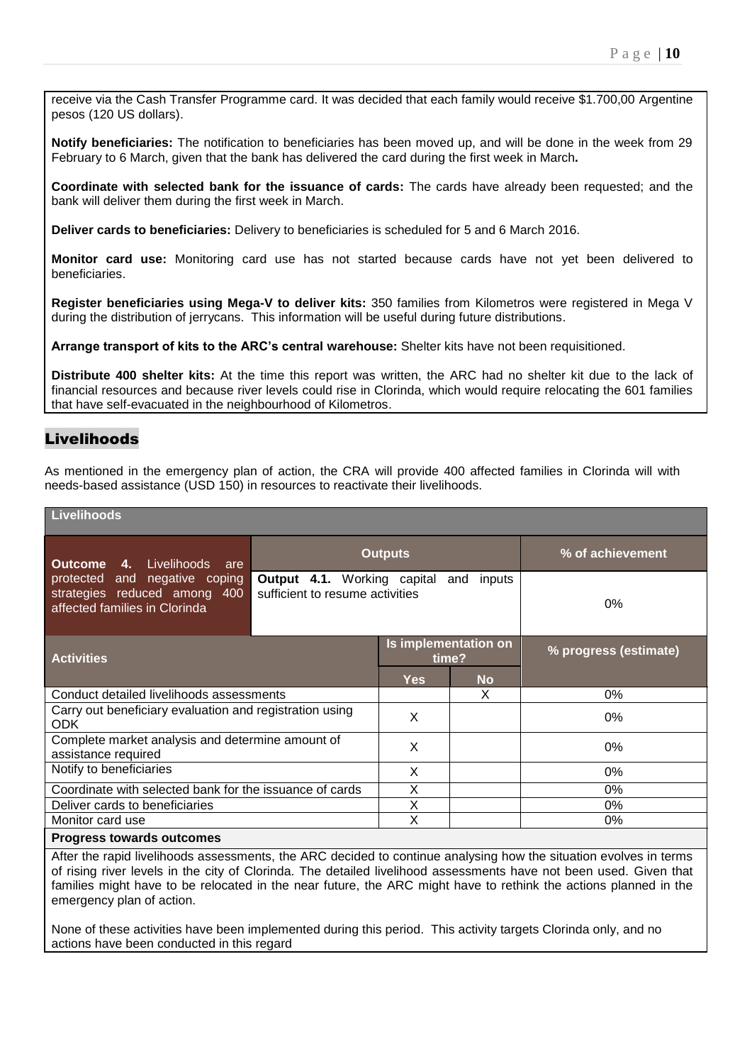receive via the Cash Transfer Programme card. It was decided that each family would receive $1.700,00 Argentine pesos (120 US dollars).

**Notify beneficiaries:** The notification to beneficiaries has been moved up, and will be done in the week from 29 February to 6 March, given that the bank has delivered the card during the first week in March*.*

**Coordinate with selected bank for the issuance of cards:** The cards have already been requested; and the bank will deliver them during the first week in March.

**Deliver cards to beneficiaries:** Delivery to beneficiaries is scheduled for 5 and 6 March 2016.

**Monitor card use:** Monitoring card use has not started because cards have not yet been delivered to beneficiaries.

**Register beneficiaries using Mega-V to deliver kits:** 350 families from Kilometros were registered in Mega V during the distribution of jerrycans. This information will be useful during future distributions.

**Arrange transport of kits to the ARC's central warehouse:** Shelter kits have not been requisitioned.

**Distribute 400 shelter kits:** At the time this report was written, the ARC had no shelter kit due to the lack of financial resources and because river levels could rise in Clorinda, which would require relocating the 601 families that have self-evacuated in the neighbourhood of Kilometros.

## Livelihoods

As mentioned in the emergency plan of action, the CRA will provide 400 affected families in Clorinda will with needs-based assistance (USD 150) in resources to reactivate their livelihoods.

| **Livelihoods** | | | |
|---|---|---|---|
| **Outcome 4.** Livelihoods are protected and negative coping strategies reduced among 400 affected families in Clorinda | **Outputs** | | **% of achievement** |
| | **Output 4.1.** Working capital and inputs sufficient to resume activities | | 0% |
| **Activities** | **Is implementation on time?** | | **% progress (estimate)** |
| | **Yes** | **No** | |
| Conduct detailed livelihoods assessments | | X | 0% |
| Carry out beneficiary evaluation and registration using ODK | X | | 0% |
| Complete market analysis and determine amount of assistance required | X | | 0% |
| Notify to beneficiaries | X | | 0% |
| Coordinate with selected bank for the issuance of cards | X | | 0% |
| Deliver cards to beneficiaries | X | | 0% |
| Monitor card use | X | | 0% |

**Progress towards outcomes**

After the rapid livelihoods assessments, the ARC decided to continue analysing how the situation evolves in terms of rising river levels in the city of Clorinda. The detailed livelihood assessments have not been used. Given that families might have to be relocated in the near future, the ARC might have to rethink the actions planned in the emergency plan of action.

None of these activities have been implemented during this period. This activity targets Clorinda only, and no actions have been conducted in this regard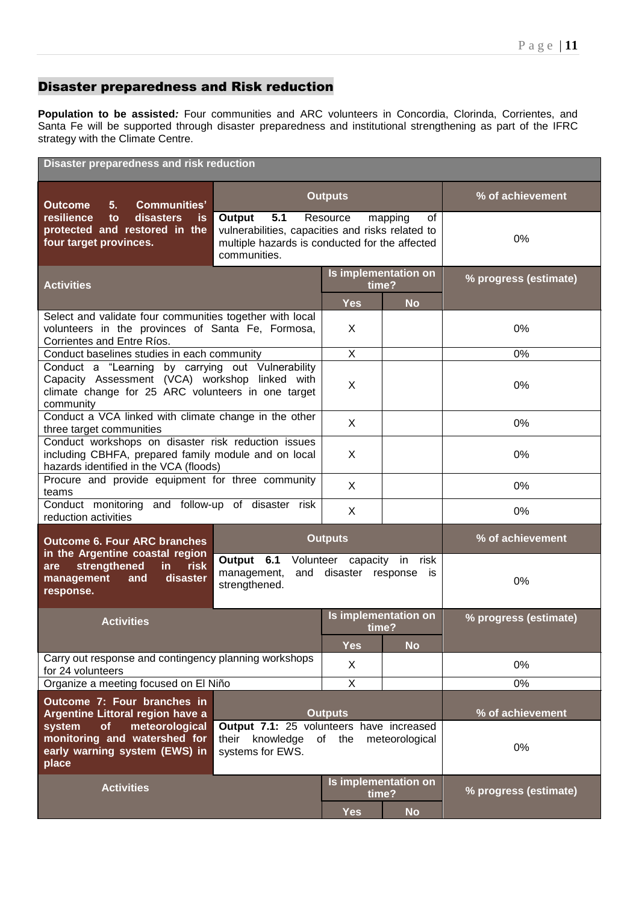## Disaster preparedness and Risk reduction

**Population to be assisted:** Four communities and ARC volunteers in Concordia, Clorinda, Corrientes, and Santa Fe will be supported through disaster preparedness and institutional strengthening as part of the IFRC strategy with the Climate Centre.

| Disaster preparedness and risk reduction | | | |
|---|---|---|---|
| **Outcome 5. Communities' resilience to disasters is protected and restored in the four target provinces.** | **Outputs** | | **% of achievement** |
| | **Output 5.1** Resource mapping of vulnerabilities, capacities and risks related to multiple hazards is conducted for the affected communities. | | 0% |
| **Activities** | **Is implementation on time?** | | **% progress (estimate)** |
| | **Yes** | **No** | |
| Select and validate four communities together with local volunteers in the provinces of Santa Fe, Formosa, Corrientes and Entre Ríos. | X | | 0% |
| Conduct baselines studies in each community | X | | 0% |
| Conduct a "Learning by carrying out Vulnerability Capacity Assessment (VCA) workshop linked with climate change for 25 ARC volunteers in one target community | X | | 0% |
| Conduct a VCA linked with climate change in the other three target communities | X | | 0% |
| Conduct workshops on disaster risk reduction issues including CBHFA, prepared family module and on local hazards identified in the VCA (floods) | X | | 0% |
| Procure and provide equipment for three community teams | X | | 0% |
| Conduct monitoring and follow-up of disaster risk reduction activities | X | | 0% |
| **Outcome 6. Four ARC branches in the Argentine coastal region are strengthened in risk management and disaster response.** | **Outputs** | | **% of achievement** |
| | **Output 6.1** Volunteer capacity in risk management, and disaster response is strengthened. | | 0% |
| **Activities** | **Is implementation on time?** | | **% progress (estimate)** |
| | **Yes** | **No** | |
| Carry out response and contingency planning workshops for 24 volunteers | X | | 0% |
| Organize a meeting focused on El Niño | X | | 0% |
| **Outcome 7: Four branches in Argentine Littoral region have a system of meteorological monitoring and watershed for early warning system (EWS) in place** | **Outputs** | | **% of achievement** |
| | **Output 7.1:** 25 volunteers have increased their knowledge of the meteorological systems for EWS. | | 0% |
| **Activities** | **Is implementation on time?** | | **% progress (estimate)** |
| | **Yes** | **No** | |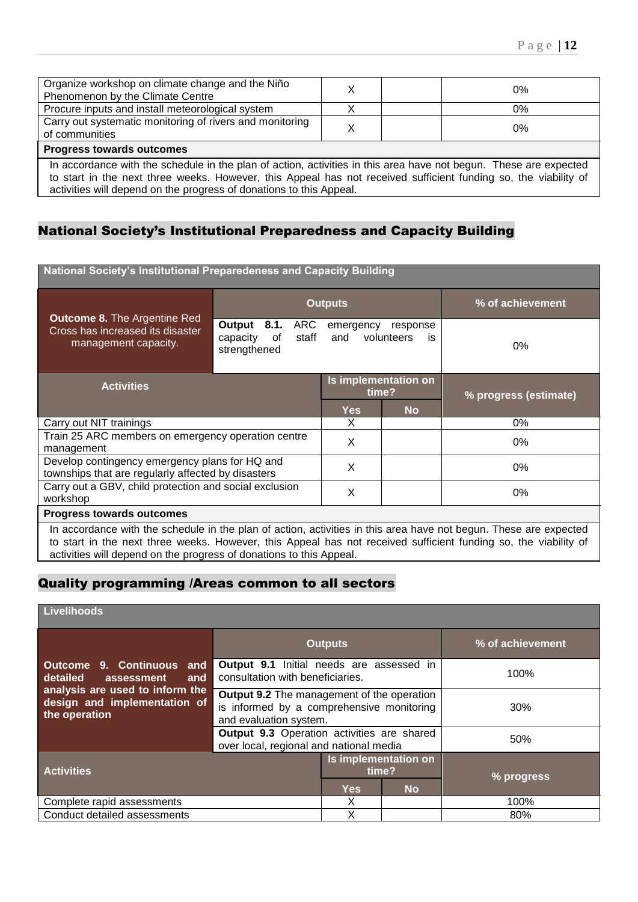| | | | |
|---|---|---|---|
| Organize workshop on climate change and the Niño Phenomenon by the Climate Centre | X | | 0% |
| Procure inputs and install meteorological system | X | | 0% |
| Carry out systematic monitoring of rivers and monitoring of communities | X | | 0% |
| **Progress towards outcomes** | | | |
| In accordance with the schedule in the plan of action, activities in this area have not begun. These are expected to start in the next three weeks. However, this Appeal has not received sufficient funding so, the viability of activities will depend on the progress of donations to this Appeal. | | | |

## National Society's Institutional Preparedness and Capacity Building

| **National Society's Institutional Preparedeness and Capacity Building** | | | |
|---|---|---|---|
| **Outcome 8.** The Argentine Red Cross has increased its disaster management capacity. | **Outputs** | | **% of achievement** |
| | **Output 8.1.** ARC emergency response capacity of staff and volunteers is strengthened | | 0% |
| **Activities** | **Is implementation on time?** | | **% progress (estimate)** |
| | **Yes** | **No** | |
| Carry out NIT trainings | X | | 0% |
| Train 25 ARC members on emergency operation centre management | X | | 0% |
| Develop contingency emergency plans for HQ and townships that are regularly affected by disasters | X | | 0% |
| Carry out a GBV, child protection and social exclusion workshop | X | | 0% |
| **Progress towards outcomes** | | | |
| In accordance with the schedule in the plan of action, activities in this area have not begun. These are expected to start in the next three weeks. However, this Appeal has not received sufficient funding so, the viability of activities will depend on the progress of donations to this Appeal. | | | |

## Quality programming /Areas common to all sectors

| **Livelihoods** | | | |
|---|---|---|---|
| **Outcome 9. Continuous and detailed assessment and analysis are used to inform the design and implementation of the operation** | **Outputs** | | **% of achievement** |
| | **Output 9.1** Initial needs are assessed in consultation with beneficiaries. | | 100% |
| | **Output 9.2** The management of the operation is informed by a comprehensive monitoring and evaluation system. | | 30% |
| | **Output 9.3** Operation activities are shared over local, regional and national media | | 50% |
| **Activities** | **Is implementation on time?** | | **% progress** |
| | **Yes** | **No** | |
| Complete rapid assessments | X | | 100% |
| Conduct detailed assessments | X | | 80% |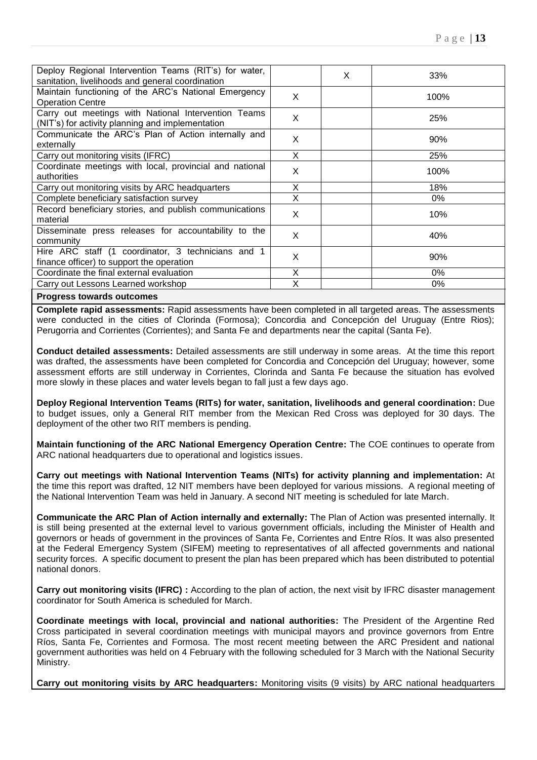| | | | |
|---|---|---|---|
| Deploy Regional Intervention Teams (RIT's) for water, sanitation, livelihoods and general coordination | | X | 33% |
| Maintain functioning of the ARC's National Emergency Operation Centre | X | | 100% |
| Carry out meetings with National Intervention Teams (NIT's) for activity planning and implementation | X | | 25% |
| Communicate the ARC's Plan of Action internally and externally | X | | 90% |
| Carry out monitoring visits (IFRC) | X | | 25% |
| Coordinate meetings with local, provincial and national authorities | X | | 100% |
| Carry out monitoring visits by ARC headquarters | X | | 18% |
| Complete beneficiary satisfaction survey | X | | 0% |
| Record beneficiary stories, and publish communications material | X | | 10% |
| Disseminate press releases for accountability to the community | X | | 40% |
| Hire ARC staff (1 coordinator, 3 technicians and 1 finance officer) to support the operation | X | | 90% |
| Coordinate the final external evaluation | X | | 0% |
| Carry out Lessons Learned workshop | X | | 0% |

**Progress towards outcomes**

**Complete rapid assessments:** Rapid assessments have been completed in all targeted areas. The assessments were conducted in the cities of Clorinda (Formosa); Concordia and Concepción del Uruguay (Entre Rios); Perugorria and Corrientes (Corrientes); and Santa Fe and departments near the capital (Santa Fe).

**Conduct detailed assessments:** Detailed assessments are still underway in some areas. At the time this report was drafted, the assessments have been completed for Concordia and Concepción del Uruguay; however, some assessment efforts are still underway in Corrientes, Clorinda and Santa Fe because the situation has evolved more slowly in these places and water levels began to fall just a few days ago.

**Deploy Regional Intervention Teams (RITs) for water, sanitation, livelihoods and general coordination:** Due to budget issues, only a General RIT member from the Mexican Red Cross was deployed for 30 days. The deployment of the other two RIT members is pending.

**Maintain functioning of the ARC National Emergency Operation Centre:** The COE continues to operate from ARC national headquarters due to operational and logistics issues.

**Carry out meetings with National Intervention Teams (NITs) for activity planning and implementation:** At the time this report was drafted, 12 NIT members have been deployed for various missions. A regional meeting of the National Intervention Team was held in January. A second NIT meeting is scheduled for late March.

**Communicate the ARC Plan of Action internally and externally:** The Plan of Action was presented internally. It is still being presented at the external level to various government officials, including the Minister of Health and governors or heads of government in the provinces of Santa Fe, Corrientes and Entre Ríos. It was also presented at the Federal Emergency System (SIFEM) meeting to representatives of all affected governments and national security forces. A specific document to present the plan has been prepared which has been distributed to potential national donors.

**Carry out monitoring visits (IFRC) :** According to the plan of action, the next visit by IFRC disaster management coordinator for South America is scheduled for March.

**Coordinate meetings with local, provincial and national authorities:** The President of the Argentine Red Cross participated in several coordination meetings with municipal mayors and province governors from Entre Ríos, Santa Fe, Corrientes and Formosa. The most recent meeting between the ARC President and national government authorities was held on 4 February with the following scheduled for 3 March with the National Security Ministry.

**Carry out monitoring visits by ARC headquarters:** Monitoring visits (9 visits) by ARC national headquarters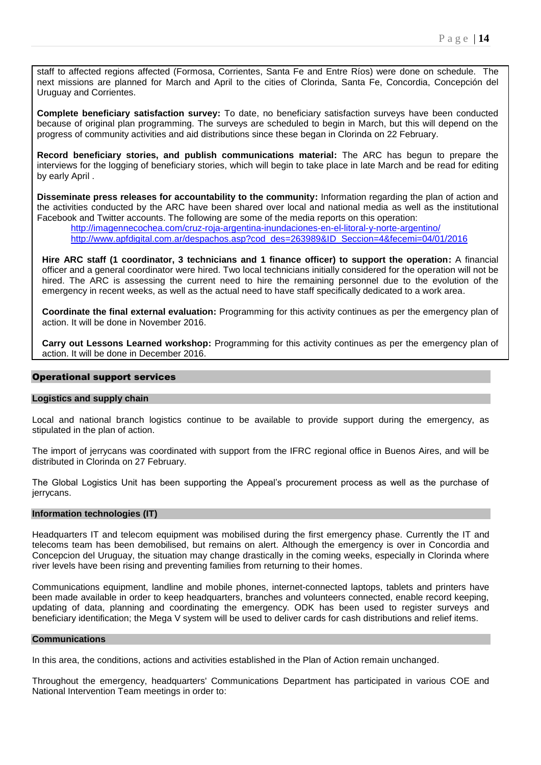staff to affected regions affected (Formosa, Corrientes, Santa Fe and Entre Ríos) were done on schedule. The next missions are planned for March and April to the cities of Clorinda, Santa Fe, Concordia, Concepción del Uruguay and Corrientes.

**Complete beneficiary satisfaction survey:** To date, no beneficiary satisfaction surveys have been conducted because of original plan programming. The surveys are scheduled to begin in March, but this will depend on the progress of community activities and aid distributions since these began in Clorinda on 22 February.

**Record beneficiary stories, and publish communications material:** The ARC has begun to prepare the interviews for the logging of beneficiary stories, which will begin to take place in late March and be read for editing by early April .

**Disseminate press releases for accountability to the community:** Information regarding the plan of action and the activities conducted by the ARC have been shared over local and national media as well as the institutional Facebook and Twitter accounts. The following are some of the media reports on this operation:

http://imagennecochea.com/cruz-roja-argentina-inundaciones-en-el-litoral-y-norte-argentino/
http://www.apfdigital.com.ar/despachos.asp?cod_des=263989&ID_Seccion=4&fecemi=04/01/2016

**Hire ARC staff (1 coordinator, 3 technicians and 1 finance officer) to support the operation:** A financial officer and a general coordinator were hired. Two local technicians initially considered for the operation will not be hired. The ARC is assessing the current need to hire the remaining personnel due to the evolution of the emergency in recent weeks, as well as the actual need to have staff specifically dedicated to a work area.

**Coordinate the final external evaluation:** Programming for this activity continues as per the emergency plan of action. It will be done in November 2016.

**Carry out Lessons Learned workshop:** Programming for this activity continues as per the emergency plan of action. It will be done in December 2016.

## Operational support services

### Logistics and supply chain

Local and national branch logistics continue to be available to provide support during the emergency, as stipulated in the plan of action.

The import of jerrycans was coordinated with support from the IFRC regional office in Buenos Aires, and will be distributed in Clorinda on 27 February.

The Global Logistics Unit has been supporting the Appeal's procurement process as well as the purchase of jerrycans.

### Information technologies (IT)

Headquarters IT and telecom equipment was mobilised during the first emergency phase. Currently the IT and telecoms team has been demobilised, but remains on alert. Although the emergency is over in Concordia and Concepcion del Uruguay, the situation may change drastically in the coming weeks, especially in Clorinda where river levels have been rising and preventing families from returning to their homes.

Communications equipment, landline and mobile phones, internet-connected laptops, tablets and printers have been made available in order to keep headquarters, branches and volunteers connected, enable record keeping, updating of data, planning and coordinating the emergency. ODK has been used to register surveys and beneficiary identification; the Mega V system will be used to deliver cards for cash distributions and relief items.

### Communications

In this area, the conditions, actions and activities established in the Plan of Action remain unchanged.

Throughout the emergency, headquarters' Communications Department has participated in various COE and National Intervention Team meetings in order to: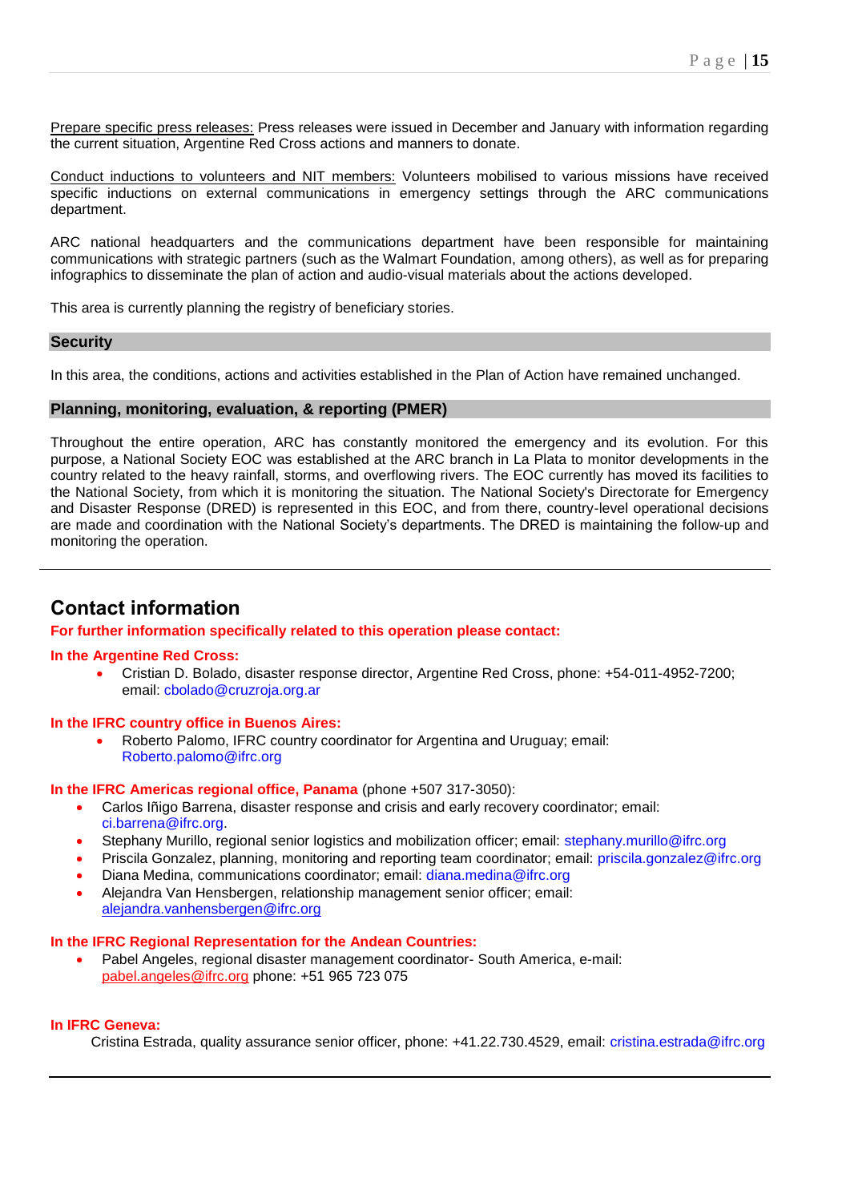Prepare specific press releases: Press releases were issued in December and January with information regarding the current situation, Argentine Red Cross actions and manners to donate.

Conduct inductions to volunteers and NIT members: Volunteers mobilised to various missions have received specific inductions on external communications in emergency settings through the ARC communications department.

ARC national headquarters and the communications department have been responsible for maintaining communications with strategic partners (such as the Walmart Foundation, among others), as well as for preparing infographics to disseminate the plan of action and audio-visual materials about the actions developed.

This area is currently planning the registry of beneficiary stories.

### Security

In this area, the conditions, actions and activities established in the Plan of Action have remained unchanged.

### Planning, monitoring, evaluation, & reporting (PMER)

Throughout the entire operation, ARC has constantly monitored the emergency and its evolution. For this purpose, a National Society EOC was established at the ARC branch in La Plata to monitor developments in the country related to the heavy rainfall, storms, and overflowing rivers. The EOC currently has moved its facilities to the National Society, from which it is monitoring the situation. The National Society's Directorate for Emergency and Disaster Response (DRED) is represented in this EOC, and from there, country-level operational decisions are made and coordination with the National Society's departments. The DRED is maintaining the follow-up and monitoring the operation.

---

## Contact information

**For further information specifically related to this operation please contact:**

**In the Argentine Red Cross:**

- Cristian D. Bolado, disaster response director, Argentine Red Cross, phone: +54-011-4952-7200; email: cbolado@cruzroja.org.ar

**In the IFRC country office in Buenos Aires:**

- Roberto Palomo, IFRC country coordinator for Argentina and Uruguay; email: Roberto.palomo@ifrc.org

**In the IFRC Americas regional office, Panama** (phone +507 317-3050):

- Carlos Iñigo Barrena, disaster response and crisis and early recovery coordinator; email: ci.barrena@ifrc.org.
- Stephany Murillo, regional senior logistics and mobilization officer; email: stephany.murillo@ifrc.org
- Priscila Gonzalez, planning, monitoring and reporting team coordinator; email: priscila.gonzalez@ifrc.org
- Diana Medina, communications coordinator; email: diana.medina@ifrc.org
- Alejandra Van Hensbergen, relationship management senior officer; email: alejandra.vanhensbergen@ifrc.org

**In the IFRC Regional Representation for the Andean Countries:**

- Pabel Angeles, regional disaster management coordinator- South America, e-mail: pabel.angeles@ifrc.org phone: +51 965 723 075

**In IFRC Geneva:**

Cristina Estrada, quality assurance senior officer, phone: +41.22.730.4529, email: cristina.estrada@ifrc.org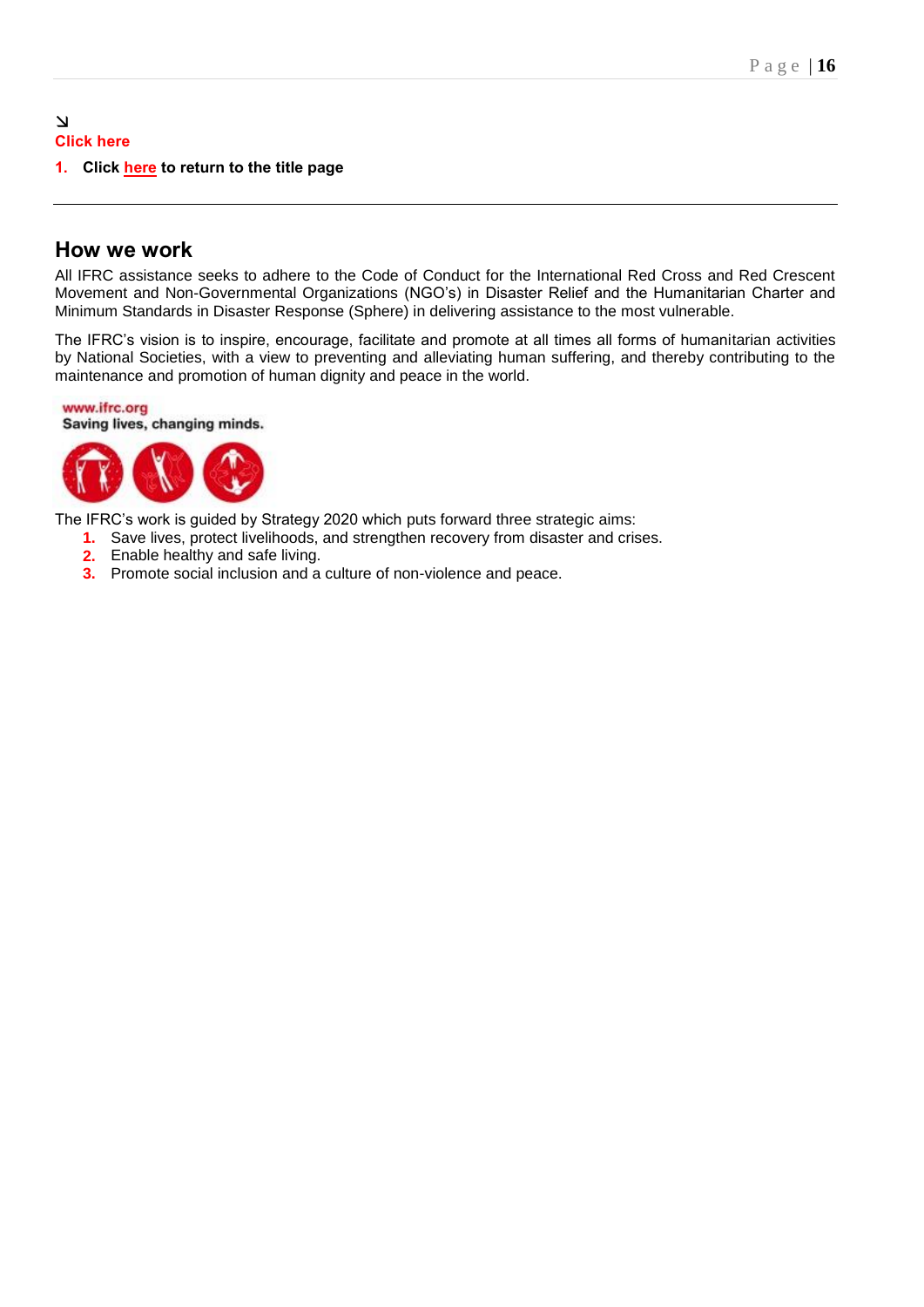↘
**Click here**

1. **Click here to return to the title page**

---

## How we work

All IFRC assistance seeks to adhere to the Code of Conduct for the International Red Cross and Red Crescent Movement and Non-Governmental Organizations (NGO's) in Disaster Relief and the Humanitarian Charter and Minimum Standards in Disaster Response (Sphere) in delivering assistance to the most vulnerable.

The IFRC's vision is to inspire, encourage, facilitate and promote at all times all forms of humanitarian activities by National Societies, with a view to preventing and alleviating human suffering, and thereby contributing to the maintenance and promotion of human dignity and peace in the world.

www.ifrc.org
**Saving lives, changing minds.**

The IFRC's work is guided by Strategy 2020 which puts forward three strategic aims:

1. Save lives, protect livelihoods, and strengthen recovery from disaster and crises.
2. Enable healthy and safe living.
3. Promote social inclusion and a culture of non-violence and peace.